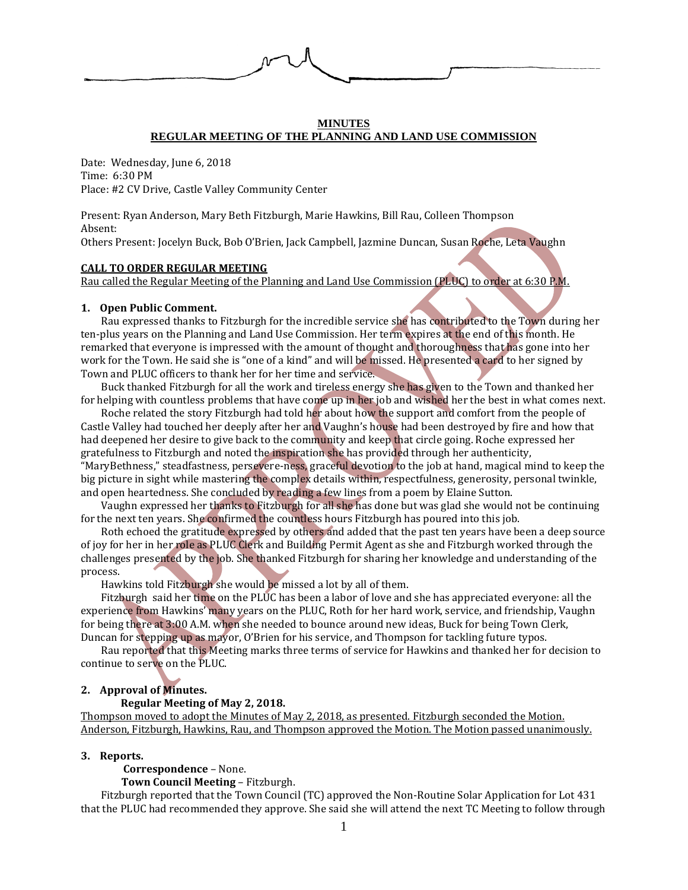# MINUTES
## REGULAR MEETING OF THE PLANNING AND LAND USE COMMISSION

Date: Wednesday, June 6, 2018
Time: 6:30 PM
Place: #2 CV Drive, Castle Valley Community Center

Present: Ryan Anderson, Mary Beth Fitzburgh, Marie Hawkins, Bill Rau, Colleen Thompson
Absent:
Others Present: Jocelyn Buck, Bob O'Brien, Jack Campbell, Jazmine Duncan, Susan Roche, Leta Vaughn

**CALL TO ORDER REGULAR MEETING**
Rau called the Regular Meeting of the Planning and Land Use Commission (PLUC) to order at 6:30 P.M.

### 1. Open Public Comment.

Rau expressed thanks to Fitzburgh for the incredible service she has contributed to the Town during her ten-plus years on the Planning and Land Use Commission. Her term expires at the end of this month. He remarked that everyone is impressed with the amount of thought and thoroughness that has gone into her work for the Town. He said she is "one of a kind" and will be missed. He presented a card to her signed by Town and PLUC officers to thank her for her time and service.

Buck thanked Fitzburgh for all the work and tireless energy she has given to the Town and thanked her for helping with countless problems that have come up in her job and wished her the best in what comes next.

Roche related the story Fitzburgh had told her about how the support and comfort from the people of Castle Valley had touched her deeply after her and Vaughn's house had been destroyed by fire and how that had deepened her desire to give back to the community and keep that circle going. Roche expressed her gratefulness to Fitzburgh and noted the inspiration she has provided through her authenticity, "MaryBethness," steadfastness, persevere-ness, graceful devotion to the job at hand, magical mind to keep the big picture in sight while mastering the complex details within, respectfulness, generosity, personal twinkle, and open heartedness. She concluded by reading a few lines from a poem by Elaine Sutton.

Vaughn expressed her thanks to Fitzburgh for all she has done but was glad she would not be continuing for the next ten years. She confirmed the countless hours Fitzburgh has poured into this job.

Roth echoed the gratitude expressed by others and added that the past ten years have been a deep source of joy for her in her role as PLUC Clerk and Building Permit Agent as she and Fitzburgh worked through the challenges presented by the job. She thanked Fitzburgh for sharing her knowledge and understanding of the process.

Hawkins told Fitzburgh she would be missed a lot by all of them.

Fitzburgh said her time on the PLUC has been a labor of love and she has appreciated everyone: all the experience from Hawkins' many years on the PLUC, Roth for her hard work, service, and friendship, Vaughn for being there at 3:00 A.M. when she needed to bounce around new ideas, Buck for being Town Clerk, Duncan for stepping up as mayor, O'Brien for his service, and Thompson for tackling future typos.

Rau reported that this Meeting marks three terms of service for Hawkins and thanked her for decision to continue to serve on the PLUC.

### 2. Approval of Minutes.

**Regular Meeting of May 2, 2018.**

Thompson moved to adopt the Minutes of May 2, 2018, as presented. Fitzburgh seconded the Motion. Anderson, Fitzburgh, Hawkins, Rau, and Thompson approved the Motion. The Motion passed unanimously.

### 3. Reports.

**Correspondence** – None.

**Town Council Meeting** – Fitzburgh.

Fitzburgh reported that the Town Council (TC) approved the Non-Routine Solar Application for Lot 431 that the PLUC had recommended they approve. She said she will attend the next TC Meeting to follow through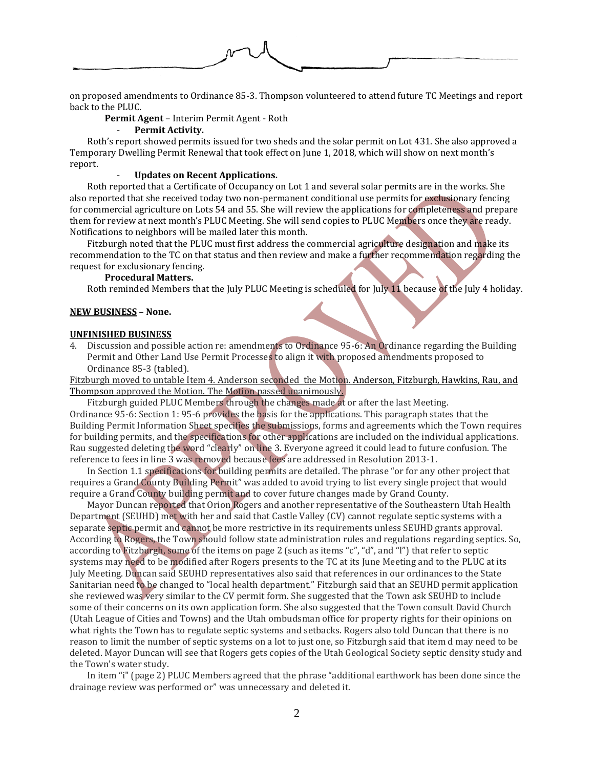on proposed amendments to Ordinance 85-3. Thompson volunteered to attend future TC Meetings and report back to the PLUC.

**Permit Agent** – Interim Permit Agent - Roth

- **Permit Activity.**

Roth's report showed permits issued for two sheds and the solar permit on Lot 431. She also approved a Temporary Dwelling Permit Renewal that took effect on June 1, 2018, which will show on next month's report.

- **Updates on Recent Applications.**

Roth reported that a Certificate of Occupancy on Lot 1 and several solar permits are in the works. She also reported that she received today two non-permanent conditional use permits for exclusionary fencing for commercial agriculture on Lots 54 and 55. She will review the applications for completeness and prepare them for review at next month's PLUC Meeting. She will send copies to PLUC Members once they are ready. Notifications to neighbors will be mailed later this month.

Fitzburgh noted that the PLUC must first address the commercial agriculture designation and make its recommendation to the TC on that status and then review and make a further recommendation regarding the request for exclusionary fencing.

**Procedural Matters.**

Roth reminded Members that the July PLUC Meeting is scheduled for July 11 because of the July 4 holiday.

**NEW BUSINESS – None.**

**UNFINISHED BUSINESS**

4. Discussion and possible action re: amendments to Ordinance 95-6: An Ordinance regarding the Building Permit and Other Land Use Permit Processes to align it with proposed amendments proposed to Ordinance 85-3 (tabled).

Fitzburgh moved to untable Item 4. Anderson seconded the Motion. Anderson, Fitzburgh, Hawkins, Rau, and Thompson approved the Motion. The Motion passed unanimously.

Fitzburgh guided PLUC Members through the changes made at or after the last Meeting. Ordinance 95-6: Section 1: 95-6 provides the basis for the applications. This paragraph states that the Building Permit Information Sheet specifies the submissions, forms and agreements which the Town requires for building permits, and the specifications for other applications are included on the individual applications. Rau suggested deleting the word "clearly" on line 3. Everyone agreed it could lead to future confusion. The reference to fees in line 3 was removed because fees are addressed in Resolution 2013-1.

In Section 1.1 specifications for building permits are detailed. The phrase "or for any other project that requires a Grand County Building Permit" was added to avoid trying to list every single project that would require a Grand County building permit and to cover future changes made by Grand County.

Mayor Duncan reported that Orion Rogers and another representative of the Southeastern Utah Health Department (SEUHD) met with her and said that Castle Valley (CV) cannot regulate septic systems with a separate septic permit and cannot be more restrictive in its requirements unless SEUHD grants approval. According to Rogers, the Town should follow state administration rules and regulations regarding septics. So, according to Fitzburgh, some of the items on page 2 (such as items "c", "d", and "l") that refer to septic systems may need to be modified after Rogers presents to the TC at its June Meeting and to the PLUC at its July Meeting. Duncan said SEUHD representatives also said that references in our ordinances to the State Sanitarian need to be changed to "local health department." Fitzburgh said that an SEUHD permit application she reviewed was very similar to the CV permit form. She suggested that the Town ask SEUHD to include some of their concerns on its own application form. She also suggested that the Town consult David Church (Utah League of Cities and Towns) and the Utah ombudsman office for property rights for their opinions on what rights the Town has to regulate septic systems and setbacks. Rogers also told Duncan that there is no reason to limit the number of septic systems on a lot to just one, so Fitzburgh said that item d may need to be deleted. Mayor Duncan will see that Rogers gets copies of the Utah Geological Society septic density study and the Town's water study.

In item "i" (page 2) PLUC Members agreed that the phrase "additional earthwork has been done since the drainage review was performed or" was unnecessary and deleted it.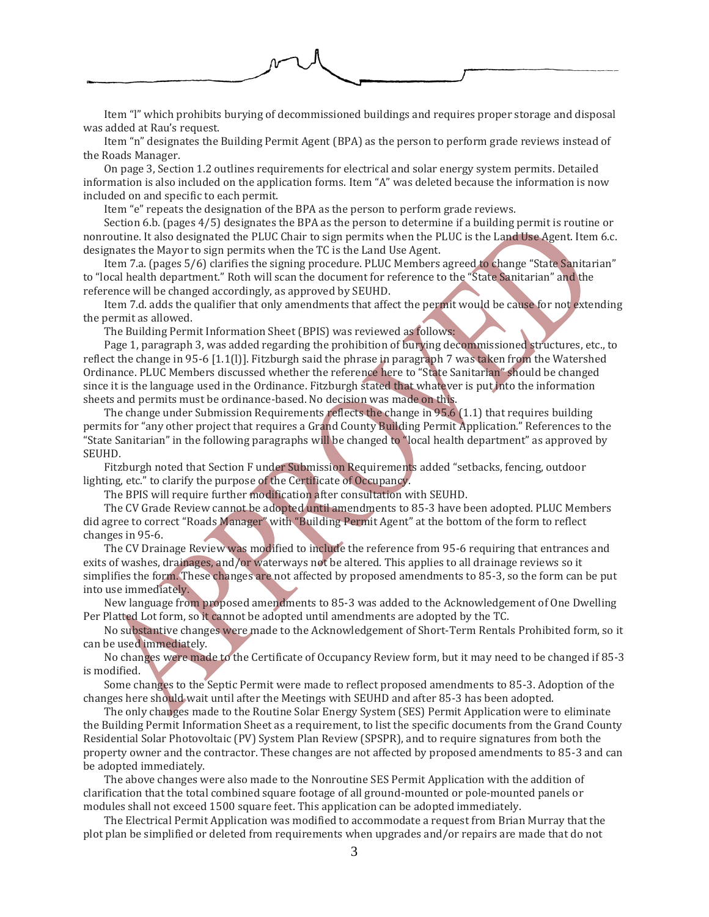Item "l" which prohibits burying of decommissioned buildings and requires proper storage and disposal was added at Rau's request.

Item "n" designates the Building Permit Agent (BPA) as the person to perform grade reviews instead of the Roads Manager.

On page 3, Section 1.2 outlines requirements for electrical and solar energy system permits. Detailed information is also included on the application forms. Item "A" was deleted because the information is now included on and specific to each permit.

Item "e" repeats the designation of the BPA as the person to perform grade reviews.

Section 6.b. (pages 4/5) designates the BPA as the person to determine if a building permit is routine or nonroutine. It also designated the PLUC Chair to sign permits when the PLUC is the Land Use Agent. Item 6.c. designates the Mayor to sign permits when the TC is the Land Use Agent.

Item 7.a. (pages 5/6) clarifies the signing procedure. PLUC Members agreed to change "State Sanitarian" to "local health department." Roth will scan the document for reference to the "State Sanitarian" and the reference will be changed accordingly, as approved by SEUHD.

Item 7.d. adds the qualifier that only amendments that affect the permit would be cause for not extending the permit as allowed.

The Building Permit Information Sheet (BPIS) was reviewed as follows:

Page 1, paragraph 3, was added regarding the prohibition of burying decommissioned structures, etc., to reflect the change in 95-6 [1.1(l)]. Fitzburgh said the phrase in paragraph 7 was taken from the Watershed Ordinance. PLUC Members discussed whether the reference here to "State Sanitarian" should be changed since it is the language used in the Ordinance. Fitzburgh stated that whatever is put into the information sheets and permits must be ordinance-based. No decision was made on this.

The change under Submission Requirements reflects the change in 95.6 (1.1) that requires building permits for "any other project that requires a Grand County Building Permit Application." References to the "State Sanitarian" in the following paragraphs will be changed to "local health department" as approved by SEUHD.

Fitzburgh noted that Section F under Submission Requirements added "setbacks, fencing, outdoor lighting, etc." to clarify the purpose of the Certificate of Occupancy.

The BPIS will require further modification after consultation with SEUHD.

The CV Grade Review cannot be adopted until amendments to 85-3 have been adopted. PLUC Members did agree to correct "Roads Manager" with "Building Permit Agent" at the bottom of the form to reflect changes in 95-6.

The CV Drainage Review was modified to include the reference from 95-6 requiring that entrances and exits of washes, drainages, and/or waterways not be altered. This applies to all drainage reviews so it simplifies the form. These changes are not affected by proposed amendments to 85-3, so the form can be put into use immediately.

New language from proposed amendments to 85-3 was added to the Acknowledgement of One Dwelling Per Platted Lot form, so it cannot be adopted until amendments are adopted by the TC.

No substantive changes were made to the Acknowledgement of Short-Term Rentals Prohibited form, so it can be used immediately.

No changes were made to the Certificate of Occupancy Review form, but it may need to be changed if 85-3 is modified.

Some changes to the Septic Permit were made to reflect proposed amendments to 85-3. Adoption of the changes here should wait until after the Meetings with SEUHD and after 85-3 has been adopted.

The only changes made to the Routine Solar Energy System (SES) Permit Application were to eliminate the Building Permit Information Sheet as a requirement, to list the specific documents from the Grand County Residential Solar Photovoltaic (PV) System Plan Review (SPSPR), and to require signatures from both the property owner and the contractor. These changes are not affected by proposed amendments to 85-3 and can be adopted immediately.

The above changes were also made to the Nonroutine SES Permit Application with the addition of clarification that the total combined square footage of all ground-mounted or pole-mounted panels or modules shall not exceed 1500 square feet. This application can be adopted immediately.

The Electrical Permit Application was modified to accommodate a request from Brian Murray that the plot plan be simplified or deleted from requirements when upgrades and/or repairs are made that do not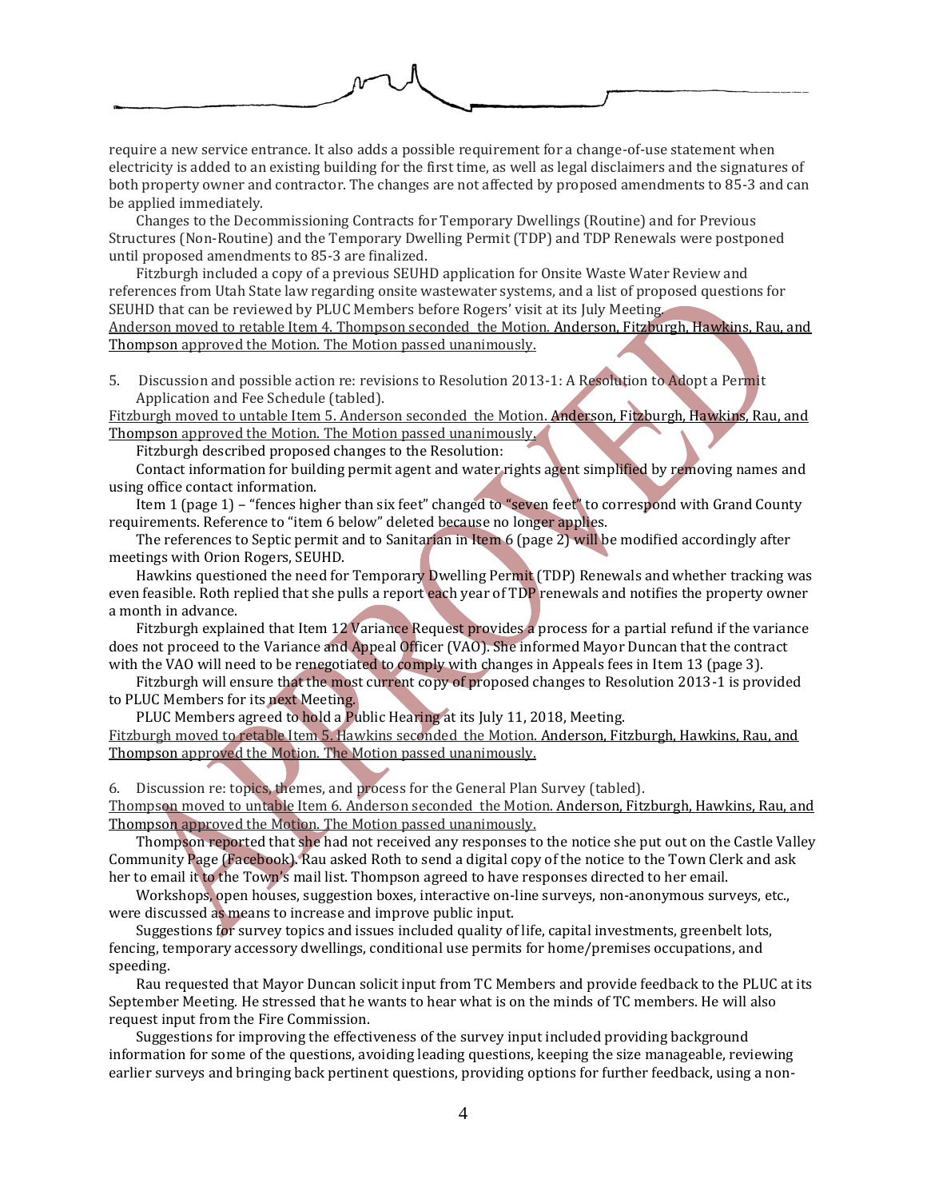require a new service entrance. It also adds a possible requirement for a change-of-use statement when electricity is added to an existing building for the first time, as well as legal disclaimers and the signatures of both property owner and contractor. The changes are not affected by proposed amendments to 85-3 and can be applied immediately.

Changes to the Decommissioning Contracts for Temporary Dwellings (Routine) and for Previous Structures (Non-Routine) and the Temporary Dwelling Permit (TDP) and TDP Renewals were postponed until proposed amendments to 85-3 are finalized.

Fitzburgh included a copy of a previous SEUHD application for Onsite Waste Water Review and references from Utah State law regarding onsite wastewater systems, and a list of proposed questions for SEUHD that can be reviewed by PLUC Members before Rogers' visit at its July Meeting.

<u>Anderson moved to retable Item 4. Thompson seconded the Motion. Anderson, Fitzburgh, Hawkins, Rau, and Thompson approved the Motion. The Motion passed unanimously.</u>

5. Discussion and possible action re: revisions to Resolution 2013-1: A Resolution to Adopt a Permit Application and Fee Schedule (tabled).

<u>Fitzburgh moved to untable Item 5. Anderson seconded the Motion. Anderson, Fitzburgh, Hawkins, Rau, and Thompson approved the Motion. The Motion passed unanimously.</u>

Fitzburgh described proposed changes to the Resolution:

Contact information for building permit agent and water rights agent simplified by removing names and using office contact information.

Item 1 (page 1) – "fences higher than six feet" changed to "seven feet" to correspond with Grand County requirements. Reference to "item 6 below" deleted because no longer applies.

The references to Septic permit and to Sanitarian in Item 6 (page 2) will be modified accordingly after meetings with Orion Rogers, SEUHD.

Hawkins questioned the need for Temporary Dwelling Permit (TDP) Renewals and whether tracking was even feasible. Roth replied that she pulls a report each year of TDP renewals and notifies the property owner a month in advance.

Fitzburgh explained that Item 12 Variance Request provides a process for a partial refund if the variance does not proceed to the Variance and Appeal Officer (VAO). She informed Mayor Duncan that the contract with the VAO will need to be renegotiated to comply with changes in Appeals fees in Item 13 (page 3).

Fitzburgh will ensure that the most current copy of proposed changes to Resolution 2013-1 is provided to PLUC Members for its next Meeting.

PLUC Members agreed to hold a Public Hearing at its July 11, 2018, Meeting.

<u>Fitzburgh moved to retable Item 5. Hawkins seconded the Motion. Anderson, Fitzburgh, Hawkins, Rau, and Thompson approved the Motion. The Motion passed unanimously.</u>

6. Discussion re: topics, themes, and process for the General Plan Survey (tabled).

<u>Thompson moved to untable Item 6. Anderson seconded the Motion. Anderson, Fitzburgh, Hawkins, Rau, and Thompson approved the Motion. The Motion passed unanimously.</u>

Thompson reported that she had not received any responses to the notice she put out on the Castle Valley Community Page (Facebook). Rau asked Roth to send a digital copy of the notice to the Town Clerk and ask her to email it to the Town's mail list. Thompson agreed to have responses directed to her email.

Workshops, open houses, suggestion boxes, interactive on-line surveys, non-anonymous surveys, etc., were discussed as means to increase and improve public input.

Suggestions for survey topics and issues included quality of life, capital investments, greenbelt lots, fencing, temporary accessory dwellings, conditional use permits for home/premises occupations, and speeding.

Rau requested that Mayor Duncan solicit input from TC Members and provide feedback to the PLUC at its September Meeting. He stressed that he wants to hear what is on the minds of TC members. He will also request input from the Fire Commission.

Suggestions for improving the effectiveness of the survey input included providing background information for some of the questions, avoiding leading questions, keeping the size manageable, reviewing earlier surveys and bringing back pertinent questions, providing options for further feedback, using a non-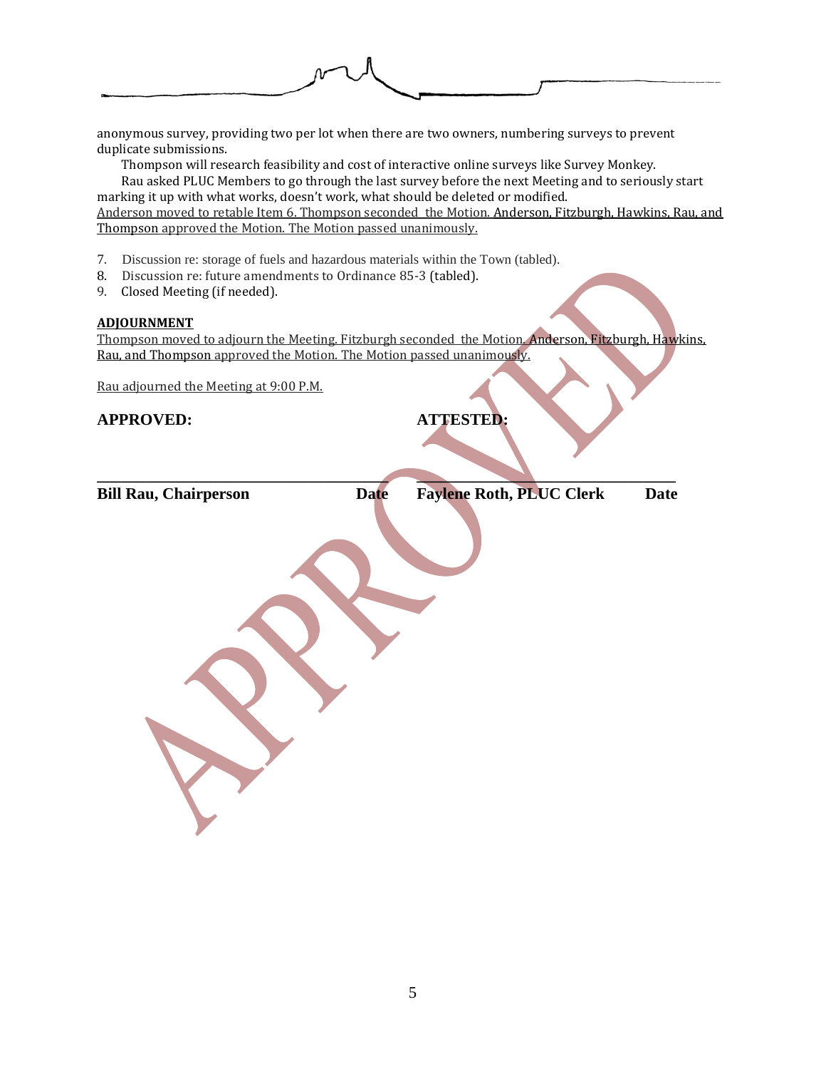anonymous survey, providing two per lot when there are two owners, numbering surveys to prevent duplicate submissions.

Thompson will research feasibility and cost of interactive online surveys like Survey Monkey.

Rau asked PLUC Members to go through the last survey before the next Meeting and to seriously start marking it up with what works, doesn't work, what should be deleted or modified.

Anderson moved to retable Item 6. Thompson seconded the Motion. Anderson, Fitzburgh, Hawkins, Rau, and Thompson approved the Motion. The Motion passed unanimously.

7. Discussion re: storage of fuels and hazardous materials within the Town (tabled).
8. Discussion re: future amendments to Ordinance 85-3 (tabled).
9. Closed Meeting (if needed).

**ADJOURNMENT**

Thompson moved to adjourn the Meeting. Fitzburgh seconded the Motion. Anderson, Fitzburgh, Hawkins, Rau, and Thompson approved the Motion. The Motion passed unanimously.

Rau adjourned the Meeting at 9:00 P.M.

**APPROVED:** **ATTESTED:**

**Bill Rau, Chairperson Date** **Faylene Roth, PLUC Clerk Date**

APPROVED